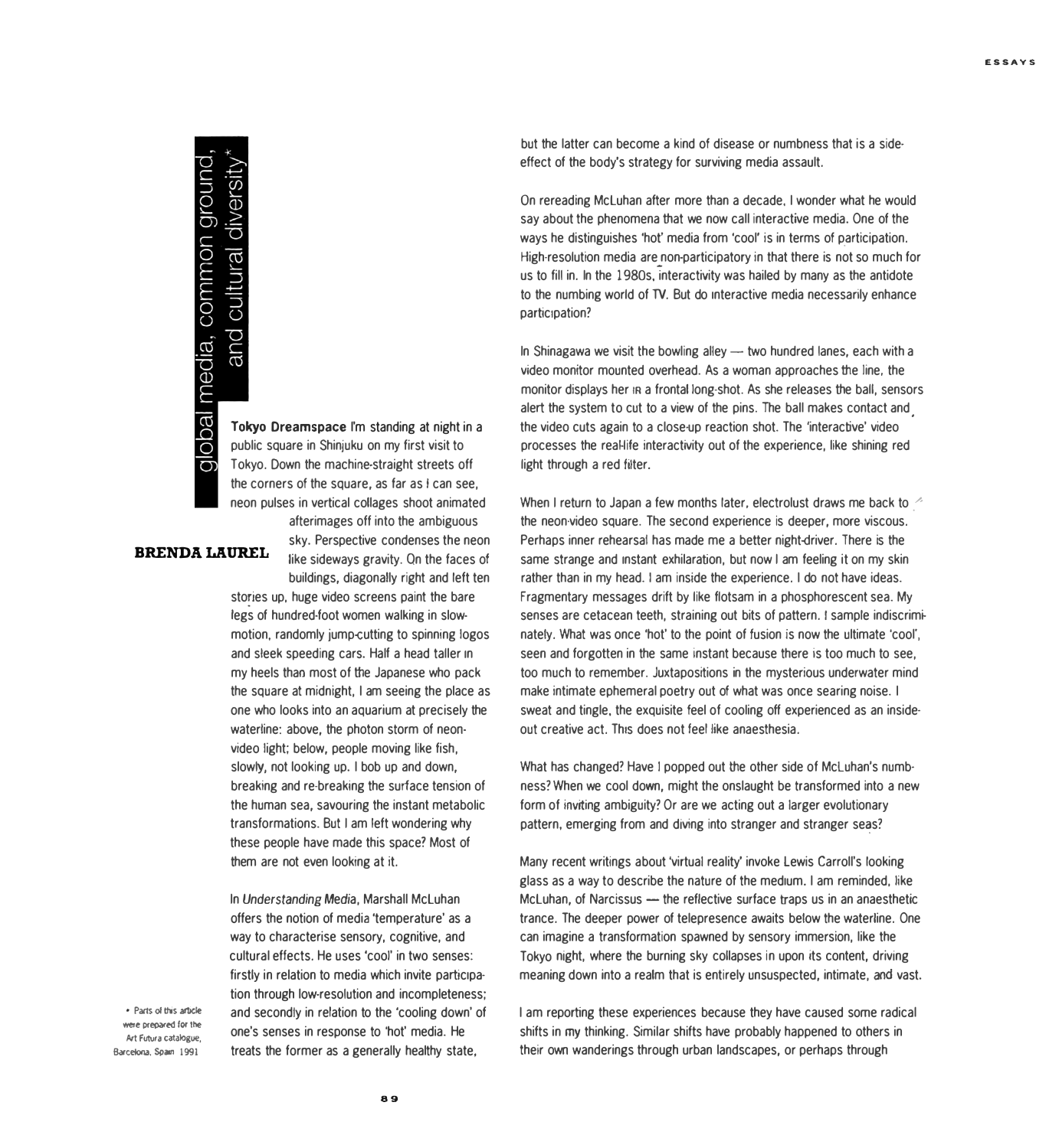# global media, common ground, and cultural diversity*

**BRENDA LAUREL**

**Tokyo Dreamspace** I'm standing at night in a public square in Shinjuku on my first visit to Tokyo. Down the machine-straight streets off the corners of the square, as far as I can see, neon pulses in vertical collages shoot animated afterimages off into the ambiguous sky. Perspective condenses the neon like sideways gravity. On the faces of buildings, diagonally right and left ten stories up, huge video screens paint the bare legs of hundred-foot women walking in slow-motion, randomly jump-cutting to spinning logos and sleek speeding cars. Half a head taller in my heels than most of the Japanese who pack the square at midnight, I am seeing the place as one who looks into an aquarium at precisely the waterline: above, the photon storm of neon-video light; below, people moving like fish, slowly, not looking up. I bob up and down, breaking and re-breaking the surface tension of the human sea, savouring the instant metabolic transformations. But I am left wondering why these people have made this space? Most of them are not even looking at it.

In *Understanding Media*, Marshall McLuhan offers the notion of media 'temperature' as a way to characterise sensory, cognitive, and cultural effects. He uses 'cool' in two senses: firstly in relation to media which invite participation through low-resolution and incompleteness; and secondly in relation to the 'cooling down' of one's senses in response to 'hot' media. He treats the former as a generally healthy state, but the latter can become a kind of disease or numbness that is a side-effect of the body's strategy for surviving media assault.

On rereading McLuhan after more than a decade, I wonder what he would say about the phenomena that we now call interactive media. One of the ways he distinguishes 'hot' media from 'cool' is in terms of participation. High-resolution media are non-participatory in that there is not so much for us to fill in. In the 1980s, interactivity was hailed by many as the antidote to the numbing world of TV. But do interactive media necessarily enhance participation?

In Shinagawa we visit the bowling alley — two hundred lanes, each with a video monitor mounted overhead. As a woman approaches the line, the monitor displays her in a frontal long-shot. As she releases the ball, sensors alert the system to cut to a view of the pins. The ball makes contact and the video cuts again to a close-up reaction shot. The 'interactive' video processes the real-life interactivity out of the experience, like shining red light through a red filter.

When I return to Japan a few months later, electrolust draws me back to the neon-video square. The second experience is deeper, more viscous. Perhaps inner rehearsal has made me a better night-driver. There is the same strange and instant exhilaration, but now I am feeling it on my skin rather than in my head. I am inside the experience. I do not have ideas. Fragmentary messages drift by like flotsam in a phosphorescent sea. My senses are cetacean teeth, straining out bits of pattern. I sample indiscriminately. What was once 'hot' to the point of fusion is now the ultimate 'cool', seen and forgotten in the same instant because there is too much to see, too much to remember. Juxtapositions in the mysterious underwater mind make intimate ephemeral poetry out of what was once searing noise. I sweat and tingle, the exquisite feel of cooling off experienced as an inside-out creative act. This does not feel like anaesthesia.

What has changed? Have I popped out the other side of McLuhan's numbness? When we cool down, might the onslaught be transformed into a new form of inviting ambiguity? Or are we acting out a larger evolutionary pattern, emerging from and diving into stranger and stranger seas?

Many recent writings about 'virtual reality' invoke Lewis Carroll's looking glass as a way to describe the nature of the medium. I am reminded, like McLuhan, of Narcissus — the reflective surface traps us in an anaesthetic trance. The deeper power of telepresence awaits below the waterline. One can imagine a transformation spawned by sensory immersion, like the Tokyo night, where the burning sky collapses in upon its content, driving meaning down into a realm that is entirely unsuspected, intimate, and vast.

I am reporting these experiences because they have caused some radical shifts in my thinking. Similar shifts have probably happened to others in their own wanderings through urban landscapes, or perhaps through

* Parts of this article were prepared for the Art Futura catalogue, Barcelona, Spain 1991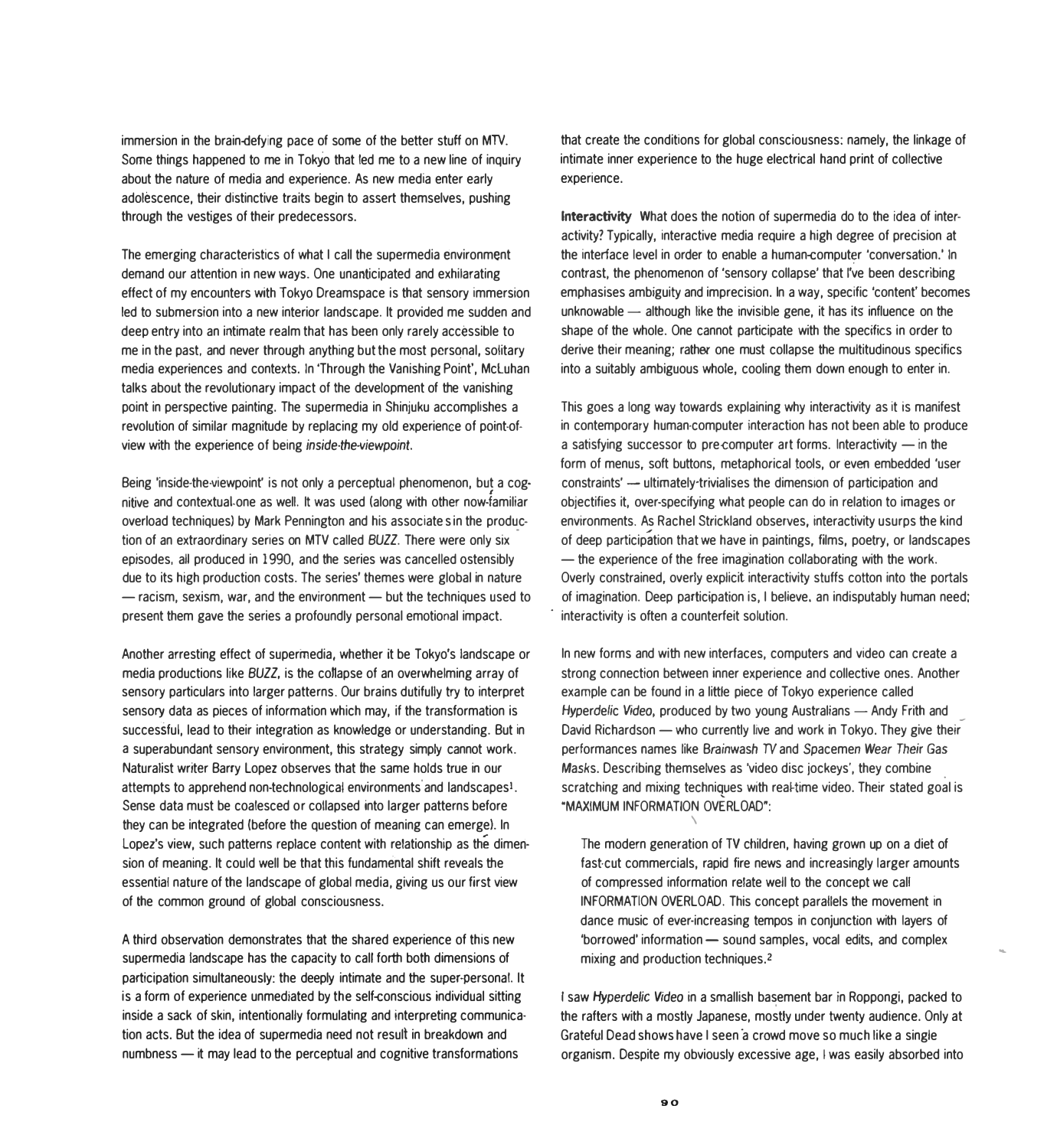immersion in the brain-defying pace of some of the better stuff on MTV. Some things happened to me in Tokyo that led me to a new line of inquiry about the nature of media and experience. As new media enter early adolescence, their distinctive traits begin to assert themselves, pushing through the vestiges of their predecessors.

The emerging characteristics of what I call the supermedia environment demand our attention in new ways. One unanticipated and exhilarating effect of my encounters with Tokyo Dreamspace is that sensory immersion led to submersion into a new interior landscape. It provided me sudden and deep entry into an intimate realm that has been only rarely accessible to me in the past, and never through anything but the most personal, solitary media experiences and contexts. In 'Through the Vanishing Point', McLuhan talks about the revolutionary impact of the development of the vanishing point in perspective painting. The supermedia in Shinjuku accomplishes a revolution of similar magnitude by replacing my old experience of point-of-view with the experience of being *inside-the-viewpoint*.

Being 'inside-the-viewpoint' is not only a perceptual phenomenon, but a cognitive and contextual one as well. It was used (along with other now-familiar overload techniques) by Mark Pennington and his associates in the production of an extraordinary series on MTV called *BUZZ*. There were only six episodes, all produced in 1990, and the series was cancelled ostensibly due to its high production costs. The series' themes were global in nature — racism, sexism, war, and the environment — but the techniques used to present them gave the series a profoundly personal emotional impact.

Another arresting effect of supermedia, whether it be Tokyo's landscape or media productions like *BUZZ*, is the collapse of an overwhelming array of sensory particulars into larger patterns. Our brains dutifully try to interpret sensory data as pieces of information which may, if the transformation is successful, lead to their integration as knowledge or understanding. But in a superabundant sensory environment, this strategy simply cannot work. Naturalist writer Barry Lopez observes that the same holds true in our attempts to apprehend non-technological environments and landscapes[1]. Sense data must be coalesced or collapsed into larger patterns before they can be integrated (before the question of meaning can emerge). In Lopez's view, such patterns replace content with relationship as the dimension of meaning. It could well be that this fundamental shift reveals the essential nature of the landscape of global media, giving us our first view of the common ground of global consciousness.

A third observation demonstrates that the shared experience of this new supermedia landscape has the capacity to call forth both dimensions of participation simultaneously: the deeply intimate and the super-personal. It is a form of experience unmediated by the self-conscious individual sitting inside a sack of skin, intentionally formulating and interpreting communication acts. But the idea of supermedia need not result in breakdown and numbness — it may lead to the perceptual and cognitive transformations that create the conditions for global consciousness: namely, the linkage of intimate inner experience to the huge electrical hand print of collective experience.

**Interactivity** What does the notion of supermedia do to the idea of interactivity? Typically, interactive media require a high degree of precision at the interface level in order to enable a human-computer 'conversation.' In contrast, the phenomenon of 'sensory collapse' that I've been describing emphasises ambiguity and imprecision. In a way, specific 'content' becomes unknowable — although like the invisible gene, it has its influence on the shape of the whole. One cannot participate with the specifics in order to derive their meaning; rather one must collapse the multitudinous specifics into a suitably ambiguous whole, cooling them down enough to enter in.

This goes a long way towards explaining why interactivity as it is manifest in contemporary human-computer interaction has not been able to produce a satisfying successor to pre-computer art forms. Interactivity — in the form of menus, soft buttons, metaphorical tools, or even embedded 'user constraints' — ultimately trivialises the dimension of participation and objectifies it, over-specifying what people can do in relation to images or environments. As Rachel Strickland observes, interactivity usurps the kind of deep participation that we have in paintings, films, poetry, or landscapes — the experience of the free imagination collaborating with the work. Overly constrained, overly explicit interactivity stuffs cotton into the portals of imagination. Deep participation is, I believe, an indisputably human need; interactivity is often a counterfeit solution.

In new forms and with new interfaces, computers and video can create a strong connection between inner experience and collective ones. Another example can be found in a little piece of Tokyo experience called *Hyperdelic Video*, produced by two young Australians — Andy Frith and David Richardson — who currently live and work in Tokyo. They give their performances names like *Brainwash TV* and *Spacemen Wear Their Gas Masks*. Describing themselves as 'video disc jockeys', they combine scratching and mixing techniques with real-time video. Their stated goal is "MAXIMUM INFORMATION OVERLOAD":

> The modern generation of TV children, having grown up on a diet of fast-cut commercials, rapid fire news and increasingly larger amounts of compressed information relate well to the concept we call INFORMATION OVERLOAD. This concept parallels the movement in dance music of ever-increasing tempos in conjunction with layers of 'borrowed' information — sound samples, vocal edits, and complex mixing and production techniques.[2]

I saw *Hyperdelic Video* in a smallish basement bar in Roppongi, packed to the rafters with a mostly Japanese, mostly under twenty audience. Only at Grateful Dead shows have I seen a crowd move so much like a single organism. Despite my obviously excessive age, I was easily absorbed into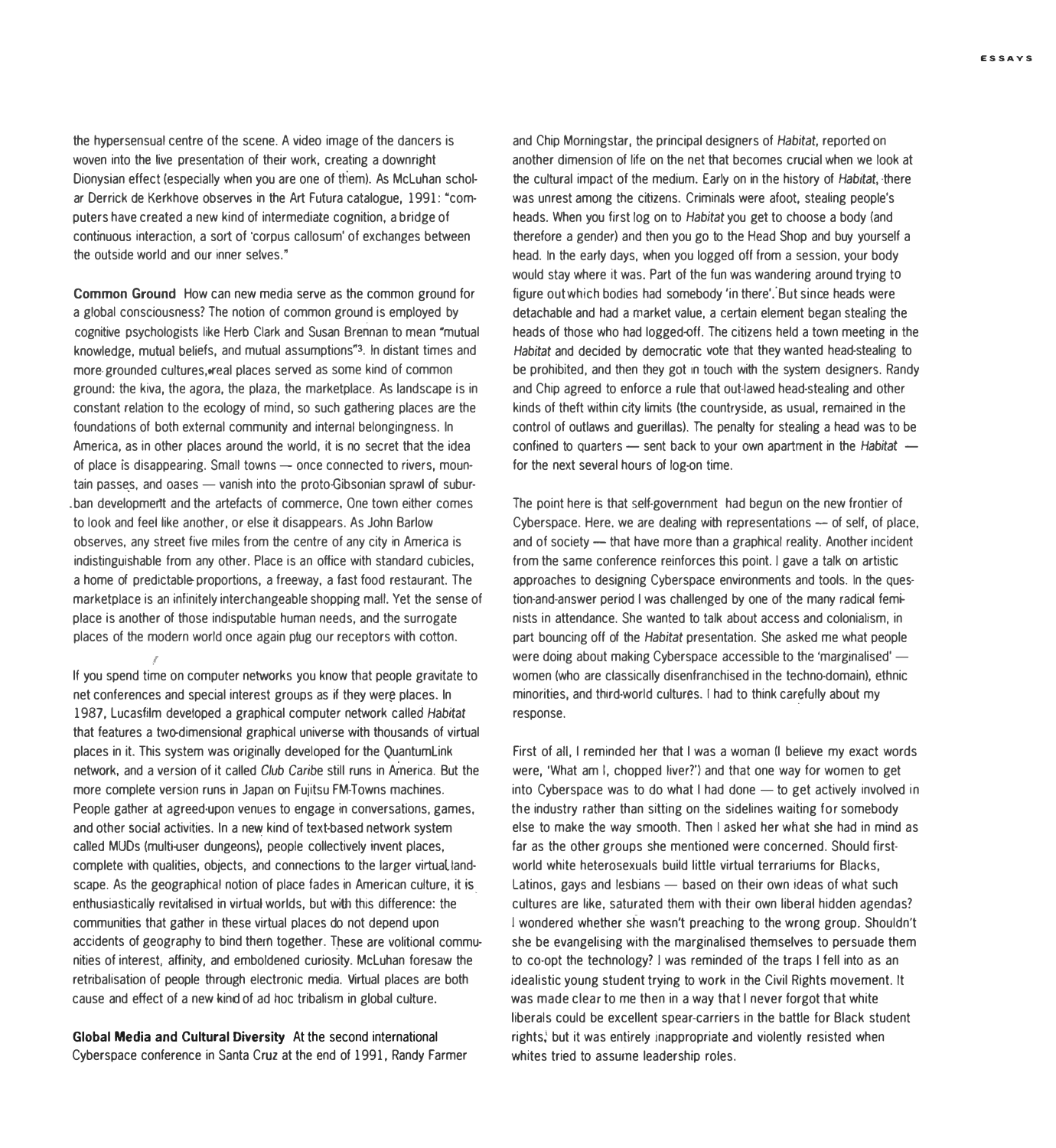the hypersensual centre of the scene. A video image of the dancers is woven into the live presentation of their work, creating a downright Dionysian effect (especially when you are one of them). As McLuhan scholar Derrick de Kerkhove observes in the Art Futura catalogue, 1991: "computers have created a new kind of intermediate cognition, a bridge of continuous interaction, a sort of 'corpus callosum' of exchanges between the outside world and our inner selves."

**Common Ground** How can new media serve as the common ground for a global consciousness? The notion of common ground is employed by cognitive psychologists like Herb Clark and Susan Brennan to mean "mutual knowledge, mutual beliefs, and mutual assumptions"[3]. In distant times and more grounded cultures, real places served as some kind of common ground: the kiva, the agora, the plaza, the marketplace. As landscape is in constant relation to the ecology of mind, so such gathering places are the foundations of both external community and internal belongingness. In America, as in other places around the world, it is no secret that the idea of place is disappearing. Small towns — once connected to rivers, mountain passes, and oases — vanish into the proto-Gibsonian sprawl of suburban development and the artefacts of commerce. One town either comes to look and feel like another, or else it disappears. As John Barlow observes, any street five miles from the centre of any city in America is indistinguishable from any other. Place is an office with standard cubicles, a home of predictable proportions, a freeway, a fast food restaurant. The marketplace is an infinitely interchangeable shopping mall. Yet the sense of place is another of those indisputable human needs, and the surrogate places of the modern world once again plug our receptors with cotton.

If you spend time on computer networks you know that people gravitate to net conferences and special interest groups as if they were places. In 1987, Lucasfilm developed a graphical computer network called *Habitat* that features a two-dimensional graphical universe with thousands of virtual places in it. This system was originally developed for the QuantumLink network, and a version of it called *Club Caribe* still runs in America. But the more complete version runs in Japan on Fujitsu FM-Towns machines. People gather at agreed-upon venues to engage in conversations, games, and other social activities. In a new kind of text-based network system called MUDs (multi-user dungeons), people collectively invent places, complete with qualities, objects, and connections to the larger virtual landscape. As the geographical notion of place fades in American culture, it is enthusiastically revitalised in virtual worlds, but with this difference: the communities that gather in these virtual places do not depend upon accidents of geography to bind them together. These are volitional communities of interest, affinity, and emboldened curiosity. McLuhan foresaw the retribalisation of people through electronic media. Virtual places are both cause and effect of a new kind of ad hoc tribalism in global culture.

**Global Media and Cultural Diversity** At the second international Cyberspace conference in Santa Cruz at the end of 1991, Randy Farmer and Chip Morningstar, the principal designers of *Habitat*, reported on another dimension of life on the net that becomes crucial when we look at the cultural impact of the medium. Early on in the history of *Habitat*, there was unrest among the citizens. Criminals were afoot, stealing people's heads. When you first log on to *Habitat* you get to choose a body (and therefore a gender) and then you go to the Head Shop and buy yourself a head. In the early days, when you logged off from a session, your body would stay where it was. Part of the fun was wandering around trying to figure out which bodies had somebody 'in there'. But since heads were detachable and had a market value, a certain element began stealing the heads of those who had logged-off. The citizens held a town meeting in the *Habitat* and decided by democratic vote that they wanted head-stealing to be prohibited, and then they got in touch with the system designers. Randy and Chip agreed to enforce a rule that out-lawed head-stealing and other kinds of theft within city limits (the countryside, as usual, remained in the control of outlaws and guerillas). The penalty for stealing a head was to be confined to quarters — sent back to your own apartment in the *Habitat* — for the next several hours of log-on time.

The point here is that self-government had begun on the new frontier of Cyberspace. Here, we are dealing with representations — of self, of place, and of society — that have more than a graphical reality. Another incident from the same conference reinforces this point. I gave a talk on artistic approaches to designing Cyberspace environments and tools. In the question-and-answer period I was challenged by one of the many radical feminists in attendance. She wanted to talk about access and colonialism, in part bouncing off of the *Habitat* presentation. She asked me what people were doing about making Cyberspace accessible to the 'marginalised' — women (who are classically disenfranchised in the techno-domain), ethnic minorities, and third-world cultures. I had to think carefully about my response.

First of all, I reminded her that I was a woman (I believe my exact words were, 'What am I, chopped liver?') and that one way for women to get into Cyberspace was to do what I had done — to get actively involved in the industry rather than sitting on the sidelines waiting for somebody else to make the way smooth. Then I asked her what she had in mind as far as the other groups she mentioned were concerned. Should first-world white heterosexuals build little virtual terrariums for Blacks, Latinos, gays and lesbians — based on their own ideas of what such cultures are like, saturated them with their own liberal hidden agendas? I wondered whether she wasn't preaching to the wrong group. Shouldn't she be evangelising with the marginalised themselves to persuade them to co-opt the technology? I was reminded of the traps I fell into as an idealistic young student trying to work in the Civil Rights movement. It was made clear to me then in a way that I never forgot that white liberals could be excellent spear-carriers in the battle for Black student rights, but it was entirely inappropriate and violently resisted when whites tried to assume leadership roles.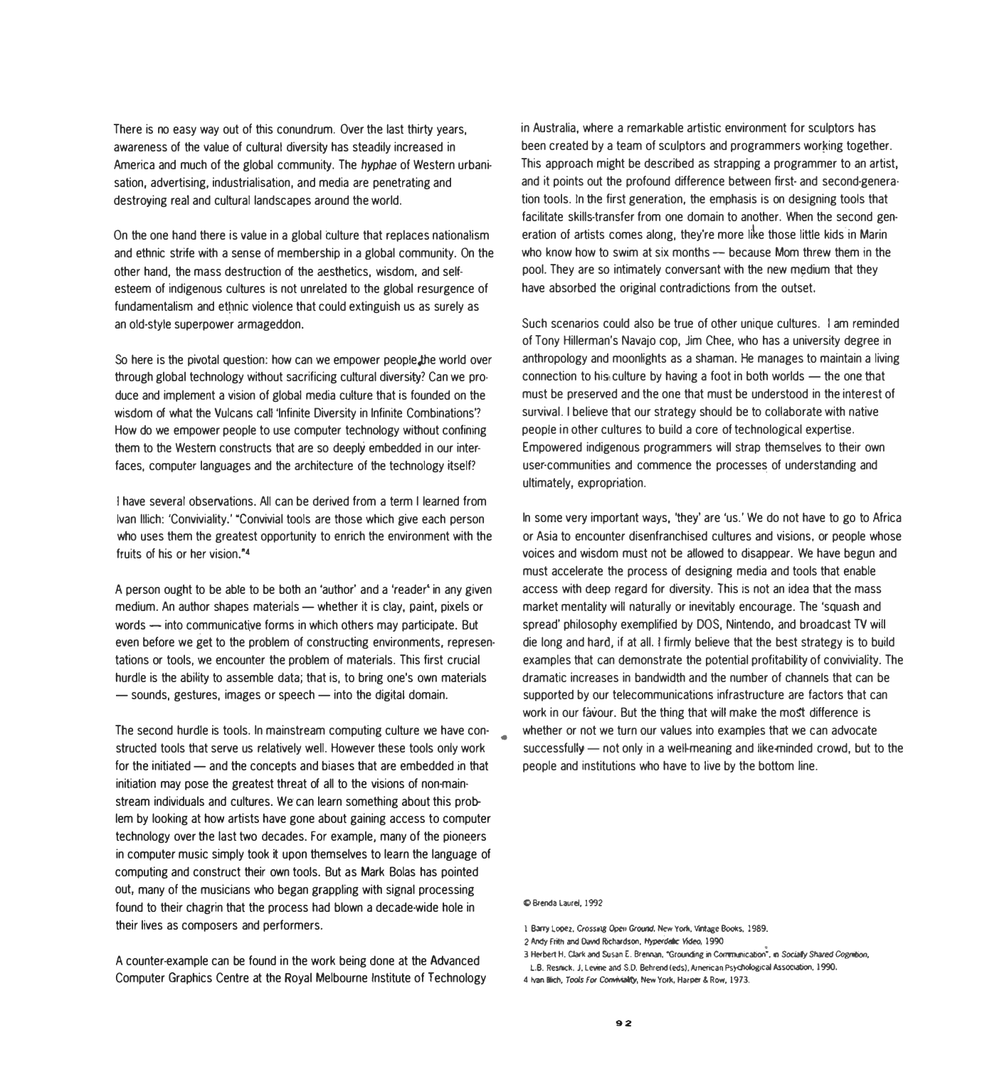There is no easy way out of this conundrum. Over the last thirty years, awareness of the value of cultural diversity has steadily increased in America and much of the global community. The *hyphae* of Western urbanisation, advertising, industrialisation, and media are penetrating and destroying real and cultural landscapes around the world.

On the one hand there is value in a global culture that replaces nationalism and ethnic strife with a sense of membership in a global community. On the other hand, the mass destruction of the aesthetics, wisdom, and self-esteem of indigenous cultures is not unrelated to the global resurgence of fundamentalism and ethnic violence that could extinguish us as surely as an old-style superpower armageddon.

So here is the pivotal question: how can we empower people the world over through global technology without sacrificing cultural diversity? Can we produce and implement a vision of global media culture that is founded on the wisdom of what the Vulcans call 'Infinite Diversity in Infinite Combinations'? How do we empower people to use computer technology without confining them to the Western constructs that are so deeply embedded in our interfaces, computer languages and the architecture of the technology itself?

I have several observations. All can be derived from a term I learned from Ivan Illich: 'Conviviality.' "Convivial tools are those which give each person who uses them the greatest opportunity to enrich the environment with the fruits of his or her vision."[4]

A person ought to be able to be both an 'author' and a 'reader' in any given medium. An author shapes materials — whether it is clay, paint, pixels or words — into communicative forms in which others may participate. But even before we get to the problem of constructing environments, representations or tools, we encounter the problem of materials. This first crucial hurdle is the ability to assemble data; that is, to bring one's own materials — sounds, gestures, images or speech — into the digital domain.

The second hurdle is tools. In mainstream computing culture we have constructed tools that serve us relatively well. However these tools only work for the initiated — and the concepts and biases that are embedded in that initiation may pose the greatest threat of all to the visions of non-mainstream individuals and cultures. We can learn something about this problem by looking at how artists have gone about gaining access to computer technology over the last two decades. For example, many of the pioneers in computer music simply took it upon themselves to learn the language of computing and construct their own tools. But as Mark Bolas has pointed out, many of the musicians who began grappling with signal processing found to their chagrin that the process had blown a decade-wide hole in their lives as composers and performers.

A counter-example can be found in the work being done at the Advanced Computer Graphics Centre at the Royal Melbourne Institute of Technology in Australia, where a remarkable artistic environment for sculptors has been created by a team of sculptors and programmers working together. This approach might be described as strapping a programmer to an artist, and it points out the profound difference between first- and second-generation tools. In the first generation, the emphasis is on designing tools that facilitate skills-transfer from one domain to another. When the second generation of artists comes along, they're more like those little kids in Marin who know how to swim at six months — because Mom threw them in the pool. They are so intimately conversant with the new medium that they have absorbed the original contradictions from the outset.

Such scenarios could also be true of other unique cultures. I am reminded of Tony Hillerman's Navajo cop, Jim Chee, who has a university degree in anthropology and moonlights as a shaman. He manages to maintain a living connection to his culture by having a foot in both worlds — the one that must be preserved and the one that must be understood in the interest of survival. I believe that our strategy should be to collaborate with native people in other cultures to build a core of technological expertise. Empowered indigenous programmers will strap themselves to their own user-communities and commence the processes of understanding and ultimately, expropriation.

In some very important ways, 'they' are 'us.' We do not have to go to Africa or Asia to encounter disenfranchised cultures and visions, or people whose voices and wisdom must not be allowed to disappear. We have begun and must accelerate the process of designing media and tools that enable access with deep regard for diversity. This is not an idea that the mass market mentality will naturally or inevitably encourage. The 'squash and spread' philosophy exemplified by DOS, Nintendo, and broadcast TV will die long and hard, if at all. I firmly believe that the best strategy is to build examples that can demonstrate the potential profitability of conviviality. The dramatic increases in bandwidth and the number of channels that can be supported by our telecommunications infrastructure are factors that can work in our favour. But the thing that will make the most difference is whether or not we turn our values into examples that we can advocate successfully — not only in a well-meaning and like-minded crowd, but to the people and institutions who have to live by the bottom line.

© Brenda Laurel, 1992

1 Barry Lopez, *Crossing Open Ground*, New York, Vintage Books, 1989.

2 Andy Frith and David Richardson, *Hyperdelic Video*, 1990

3 Herbert H. Clark and Susan E. Brennan, "Grounding in Communication", in *Socially Shared Cognition*, L.B. Resnick, J. Levine and S.D. Behrend (eds), American Psychological Association, 1990.

4 Ivan Illich, *Tools For Conviviality*, New York, Harper & Row, 1973.